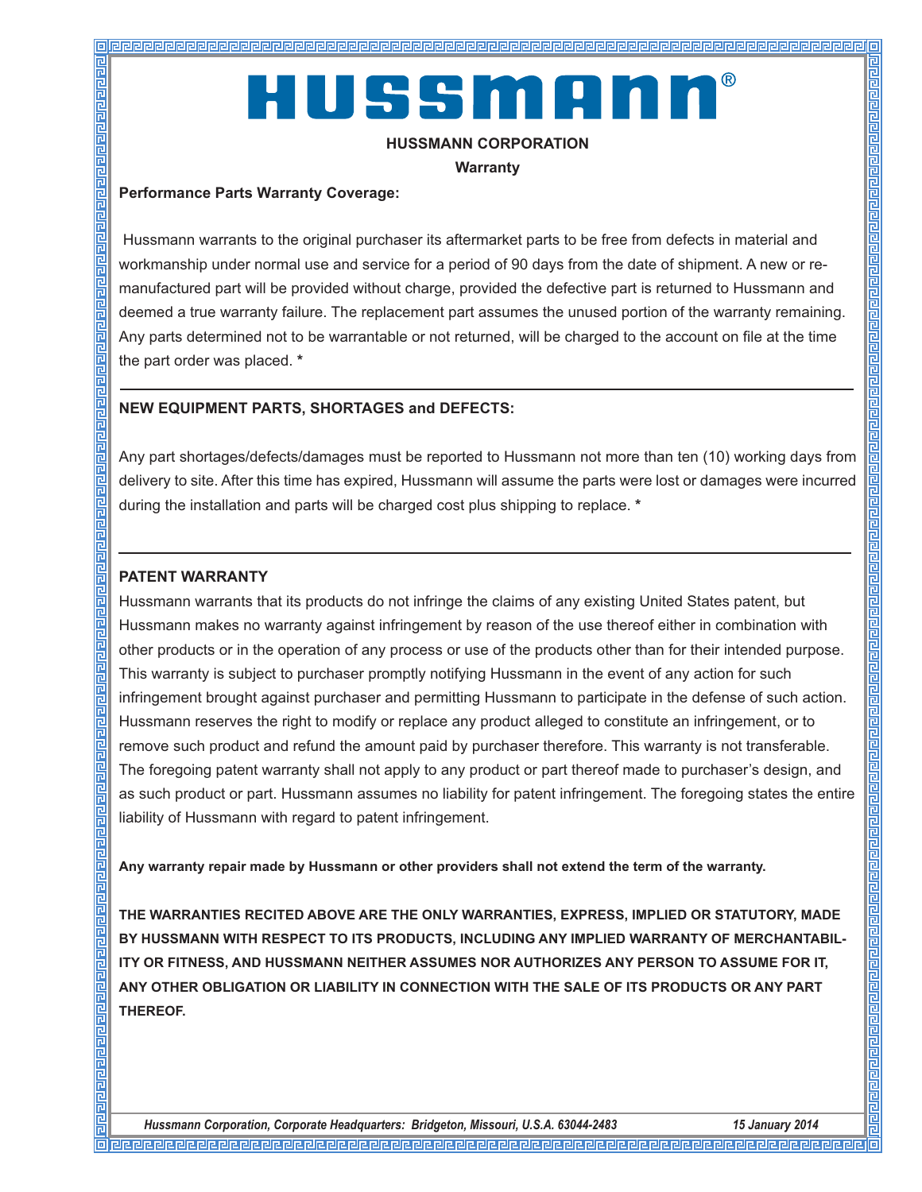# HUSSMANN®

**HUSSMANN CORPORATION**

**Warranty**

**Performance Parts Warranty Coverage:**

Hussmann warrants to the original purchaser its aftermarket parts to be free from defects in material and workmanship under normal use and service for a period of 90 days from the date of shipment. A new or re-manufactured part will be provided without charge, provided the defective part is returned to Hussmann and deemed a true warranty failure. The replacement part assumes the unused portion of the warranty remaining. Any parts determined not to be warrantable or not returned, will be charged to the account on file at the time the part order was placed. **\***

---

**NEW EQUIPMENT PARTS, SHORTAGES and DEFECTS:**

Any part shortages/defects/damages must be reported to Hussmann not more than ten (10) working days from delivery to site. After this time has expired, Hussmann will assume the parts were lost or damages were incurred during the installation and parts will be charged cost plus shipping to replace. **\***

---

**PATENT WARRANTY**

Hussmann warrants that its products do not infringe the claims of any existing United States patent, but Hussmann makes no warranty against infringement by reason of the use thereof either in combination with other products or in the operation of any process or use of the products other than for their intended purpose. This warranty is subject to purchaser promptly notifying Hussmann in the event of any action for such infringement brought against purchaser and permitting Hussmann to participate in the defense of such action. Hussmann reserves the right to modify or replace any product alleged to constitute an infringement, or to remove such product and refund the amount paid by purchaser therefore. This warranty is not transferable. The foregoing patent warranty shall not apply to any product or part thereof made to purchaser's design, and as such product or part. Hussmann assumes no liability for patent infringement. The foregoing states the entire liability of Hussmann with regard to patent infringement.

**Any warranty repair made by Hussmann or other providers shall not extend the term of the warranty.**

**THE WARRANTIES RECITED ABOVE ARE THE ONLY WARRANTIES, EXPRESS, IMPLIED OR STATUTORY, MADE BY HUSSMANN WITH RESPECT TO ITS PRODUCTS, INCLUDING ANY IMPLIED WARRANTY OF MERCHANTABILITY OR FITNESS, AND HUSSMANN NEITHER ASSUMES NOR AUTHORIZES ANY PERSON TO ASSUME FOR IT, ANY OTHER OBLIGATION OR LIABILITY IN CONNECTION WITH THE SALE OF ITS PRODUCTS OR ANY PART THEREOF.**

*Hussmann Corporation, Corporate Headquarters: Bridgeton, Missouri, U.S.A. 63044-2483* *15 January 2014*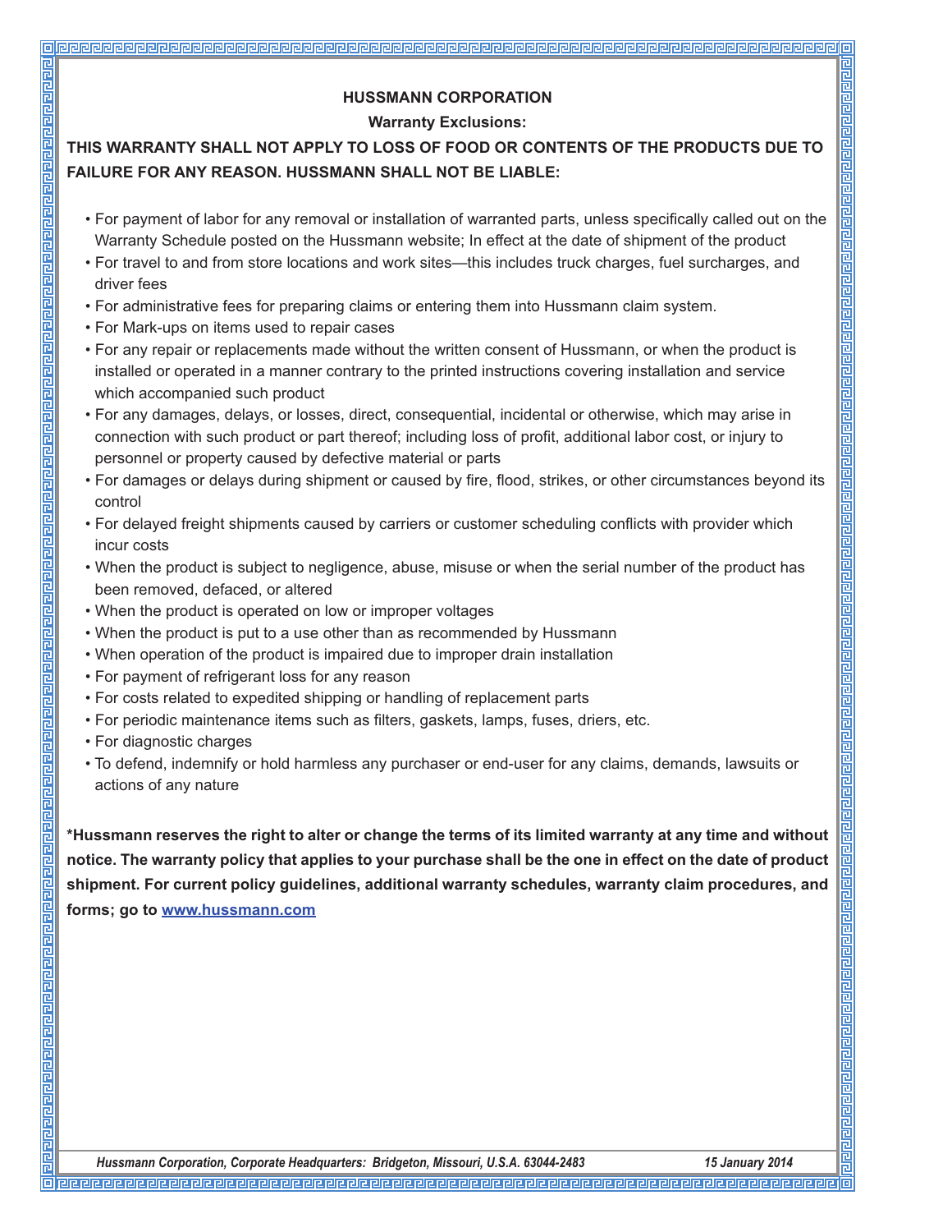**HUSSMANN CORPORATION**

**Warranty Exclusions:**

**THIS WARRANTY SHALL NOT APPLY TO LOSS OF FOOD OR CONTENTS OF THE PRODUCTS DUE TO FAILURE FOR ANY REASON. HUSSMANN SHALL NOT BE LIABLE:**

- For payment of labor for any removal or installation of warranted parts, unless specifically called out on the Warranty Schedule posted on the Hussmann website; In effect at the date of shipment of the product
- For travel to and from store locations and work sites—this includes truck charges, fuel surcharges, and driver fees
- For administrative fees for preparing claims or entering them into Hussmann claim system.
- For Mark-ups on items used to repair cases
- For any repair or replacements made without the written consent of Hussmann, or when the product is installed or operated in a manner contrary to the printed instructions covering installation and service which accompanied such product
- For any damages, delays, or losses, direct, consequential, incidental or otherwise, which may arise in connection with such product or part thereof; including loss of profit, additional labor cost, or injury to personnel or property caused by defective material or parts
- For damages or delays during shipment or caused by fire, flood, strikes, or other circumstances beyond its control
- For delayed freight shipments caused by carriers or customer scheduling conflicts with provider which incur costs
- When the product is subject to negligence, abuse, misuse or when the serial number of the product has been removed, defaced, or altered
- When the product is operated on low or improper voltages
- When the product is put to a use other than as recommended by Hussmann
- When operation of the product is impaired due to improper drain installation
- For payment of refrigerant loss for any reason
- For costs related to expedited shipping or handling of replacement parts
- For periodic maintenance items such as filters, gaskets, lamps, fuses, driers, etc.
- For diagnostic charges
- To defend, indemnify or hold harmless any purchaser or end-user for any claims, demands, lawsuits or actions of any nature

**\*Hussmann reserves the right to alter or change the terms of its limited warranty at any time and without notice. The warranty policy that applies to your purchase shall be the one in effect on the date of product shipment. For current policy guidelines, additional warranty schedules, warranty claim procedures, and forms; go to [www.hussmann.com](http://www.hussmann.com)**

*Hussmann Corporation, Corporate Headquarters: Bridgeton, Missouri, U.S.A. 63044-2483* *15 January 2014*